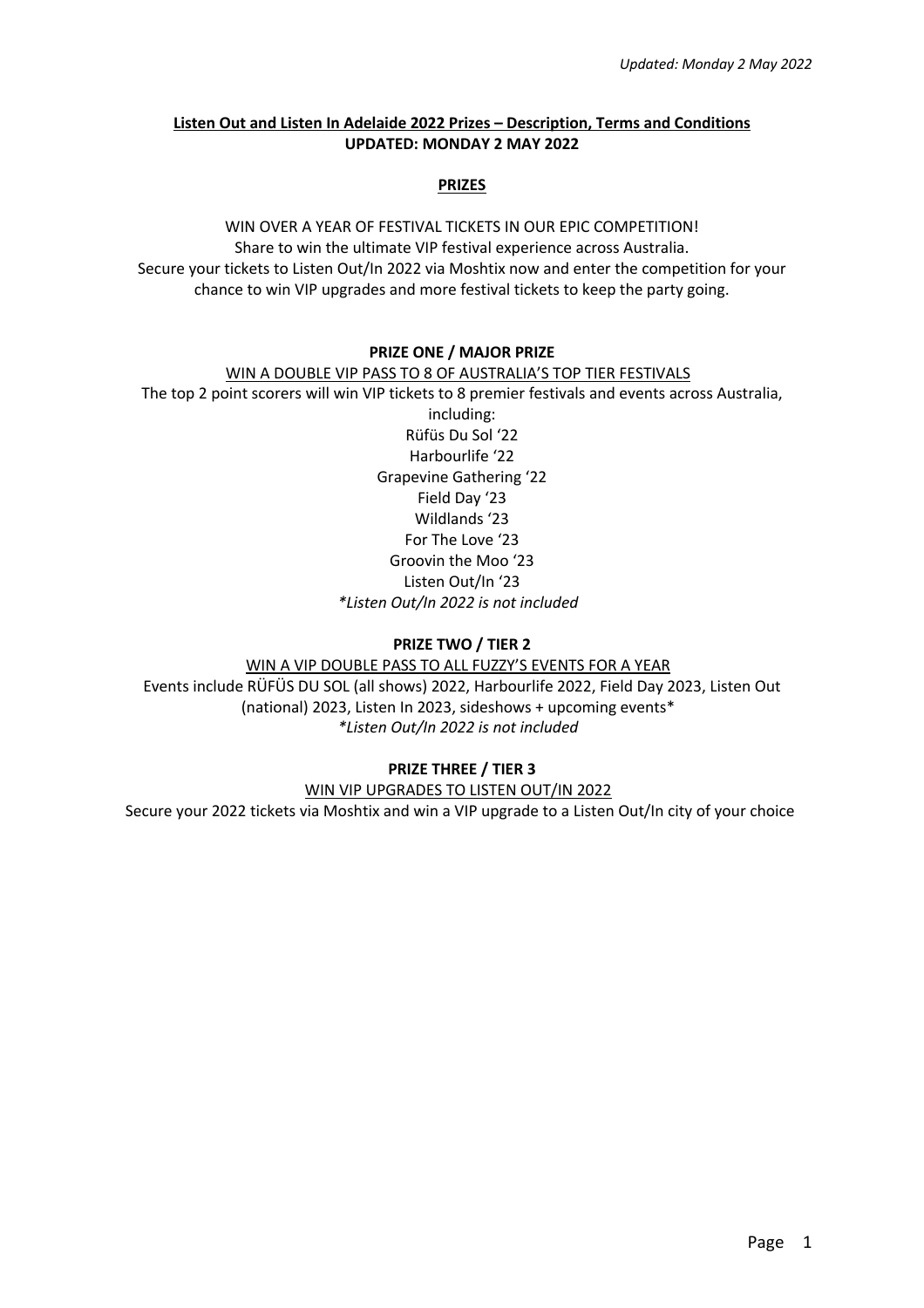*Updated: Monday 2 May 2022*

# Listen Out and Listen In Adelaide 2022 Prizes – Description, Terms and Conditions

**UPDATED: MONDAY 2 MAY 2022**

## PRIZES

WIN OVER A YEAR OF FESTIVAL TICKETS IN OUR EPIC COMPETITION!
Share to win the ultimate VIP festival experience across Australia.
Secure your tickets to Listen Out/In 2022 via Moshtix now and enter the competition for your chance to win VIP upgrades and more festival tickets to keep the party going.

### PRIZE ONE / MAJOR PRIZE

WIN A DOUBLE VIP PASS TO 8 OF AUSTRALIA'S TOP TIER FESTIVALS

The top 2 point scorers will win VIP tickets to 8 premier festivals and events across Australia, including:

Rüfüs Du Sol '22
Harbourlife '22
Grapevine Gathering '22
Field Day '23
Wildlands '23
For The Love '23
Groovin the Moo '23
Listen Out/In '23
*\*Listen Out/In 2022 is not included*

### PRIZE TWO / TIER 2

WIN A VIP DOUBLE PASS TO ALL FUZZY'S EVENTS FOR A YEAR

Events include RÜFÜS DU SOL (all shows) 2022, Harbourlife 2022, Field Day 2023, Listen Out (national) 2023, Listen In 2023, sideshows + upcoming events*
*\*Listen Out/In 2022 is not included*

### PRIZE THREE / TIER 3

WIN VIP UPGRADES TO LISTEN OUT/IN 2022

Secure your 2022 tickets via Moshtix and win a VIP upgrade to a Listen Out/In city of your choice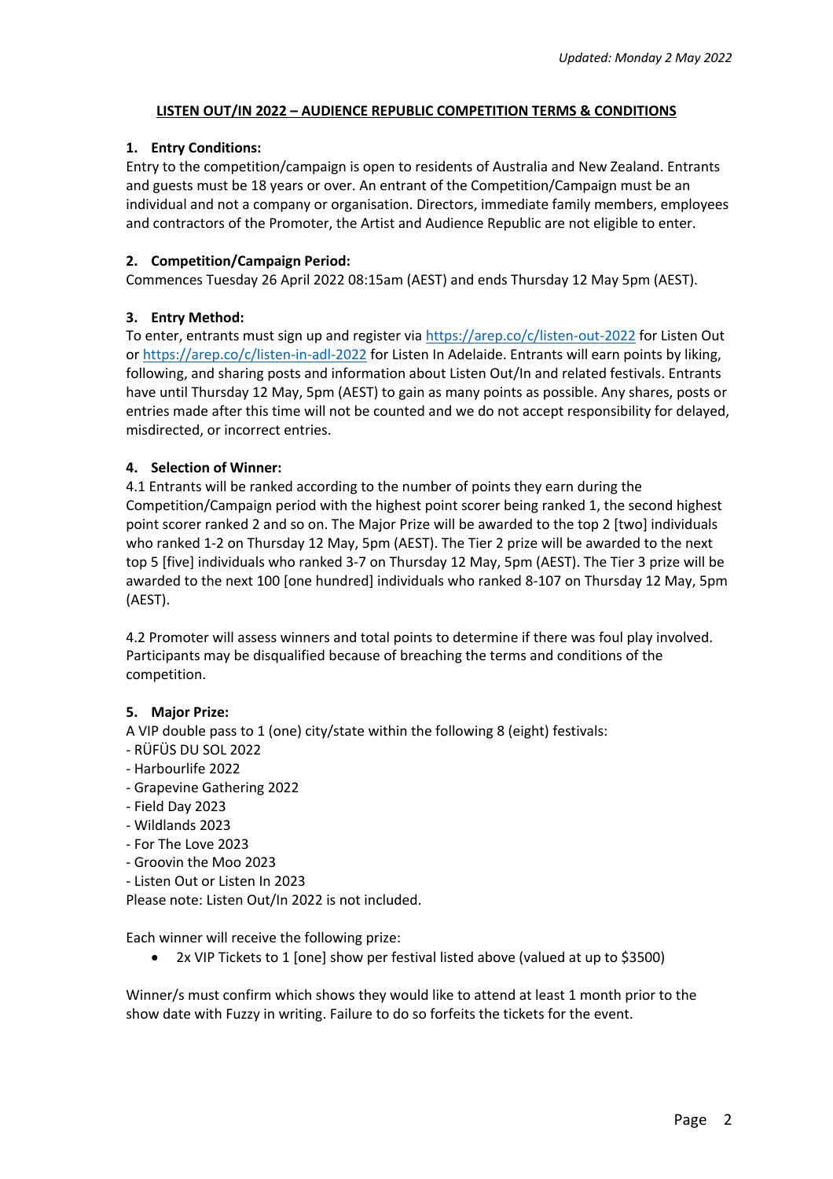*Updated: Monday 2 May 2022*

**LISTEN OUT/IN 2022 – AUDIENCE REPUBLIC COMPETITION TERMS & CONDITIONS**

**1. Entry Conditions:**

Entry to the competition/campaign is open to residents of Australia and New Zealand. Entrants and guests must be 18 years or over. An entrant of the Competition/Campaign must be an individual and not a company or organisation. Directors, immediate family members, employees and contractors of the Promoter, the Artist and Audience Republic are not eligible to enter.

**2. Competition/Campaign Period:**

Commences Tuesday 26 April 2022 08:15am (AEST) and ends Thursday 12 May 5pm (AEST).

**3. Entry Method:**

To enter, entrants must sign up and register via https://arep.co/c/listen-out-2022 for Listen Out or https://arep.co/c/listen-in-adl-2022 for Listen In Adelaide. Entrants will earn points by liking, following, and sharing posts and information about Listen Out/In and related festivals. Entrants have until Thursday 12 May, 5pm (AEST) to gain as many points as possible. Any shares, posts or entries made after this time will not be counted and we do not accept responsibility for delayed, misdirected, or incorrect entries.

**4. Selection of Winner:**

4.1 Entrants will be ranked according to the number of points they earn during the Competition/Campaign period with the highest point scorer being ranked 1, the second highest point scorer ranked 2 and so on. The Major Prize will be awarded to the top 2 [two] individuals who ranked 1-2 on Thursday 12 May, 5pm (AEST). The Tier 2 prize will be awarded to the next top 5 [five] individuals who ranked 3-7 on Thursday 12 May, 5pm (AEST). The Tier 3 prize will be awarded to the next 100 [one hundred] individuals who ranked 8-107 on Thursday 12 May, 5pm (AEST).

4.2 Promoter will assess winners and total points to determine if there was foul play involved. Participants may be disqualified because of breaching the terms and conditions of the competition.

**5. Major Prize:**

A VIP double pass to 1 (one) city/state within the following 8 (eight) festivals:
- RÜFÜS DU SOL 2022
- Harbourlife 2022
- Grapevine Gathering 2022
- Field Day 2023
- Wildlands 2023
- For The Love 2023
- Groovin the Moo 2023
- Listen Out or Listen In 2023

Please note: Listen Out/In 2022 is not included.

Each winner will receive the following prize:

- 2x VIP Tickets to 1 [one] show per festival listed above (valued at up to $3500)

Winner/s must confirm which shows they would like to attend at least 1 month prior to the show date with Fuzzy in writing. Failure to do so forfeits the tickets for the event.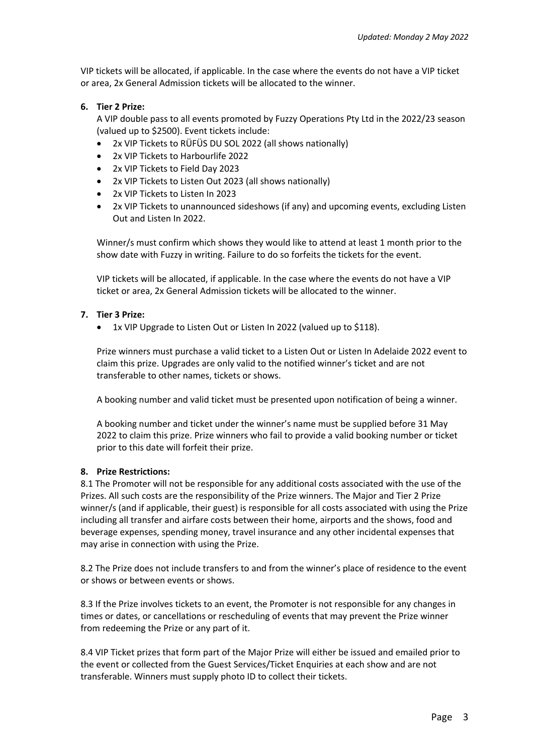VIP tickets will be allocated, if applicable. In the case where the events do not have a VIP ticket or area, 2x General Admission tickets will be allocated to the winner.

6. **Tier 2 Prize:**

   A VIP double pass to all events promoted by Fuzzy Operations Pty Ltd in the 2022/23 season (valued up to $2500). Event tickets include:

   - 2x VIP Tickets to RÜFÜS DU SOL 2022 (all shows nationally)
   - 2x VIP Tickets to Harbourlife 2022
   - 2x VIP Tickets to Field Day 2023
   - 2x VIP Tickets to Listen Out 2023 (all shows nationally)
   - 2x VIP Tickets to Listen In 2023
   - 2x VIP Tickets to unannounced sideshows (if any) and upcoming events, excluding Listen Out and Listen In 2022.

   Winner/s must confirm which shows they would like to attend at least 1 month prior to the show date with Fuzzy in writing. Failure to do so forfeits the tickets for the event.

   VIP tickets will be allocated, if applicable. In the case where the events do not have a VIP ticket or area, 2x General Admission tickets will be allocated to the winner.

7. **Tier 3 Prize:**

   - 1x VIP Upgrade to Listen Out or Listen In 2022 (valued up to $118).

   Prize winners must purchase a valid ticket to a Listen Out or Listen In Adelaide 2022 event to claim this prize. Upgrades are only valid to the notified winner's ticket and are not transferable to other names, tickets or shows.

   A booking number and valid ticket must be presented upon notification of being a winner.

   A booking number and ticket under the winner's name must be supplied before 31 May 2022 to claim this prize. Prize winners who fail to provide a valid booking number or ticket prior to this date will forfeit their prize.

8. **Prize Restrictions:**

8.1 The Promoter will not be responsible for any additional costs associated with the use of the Prizes. All such costs are the responsibility of the Prize winners. The Major and Tier 2 Prize winner/s (and if applicable, their guest) is responsible for all costs associated with using the Prize including all transfer and airfare costs between their home, airports and the shows, food and beverage expenses, spending money, travel insurance and any other incidental expenses that may arise in connection with using the Prize.

8.2 The Prize does not include transfers to and from the winner's place of residence to the event or shows or between events or shows.

8.3 If the Prize involves tickets to an event, the Promoter is not responsible for any changes in times or dates, or cancellations or rescheduling of events that may prevent the Prize winner from redeeming the Prize or any part of it.

8.4 VIP Ticket prizes that form part of the Major Prize will either be issued and emailed prior to the event or collected from the Guest Services/Ticket Enquiries at each show and are not transferable. Winners must supply photo ID to collect their tickets.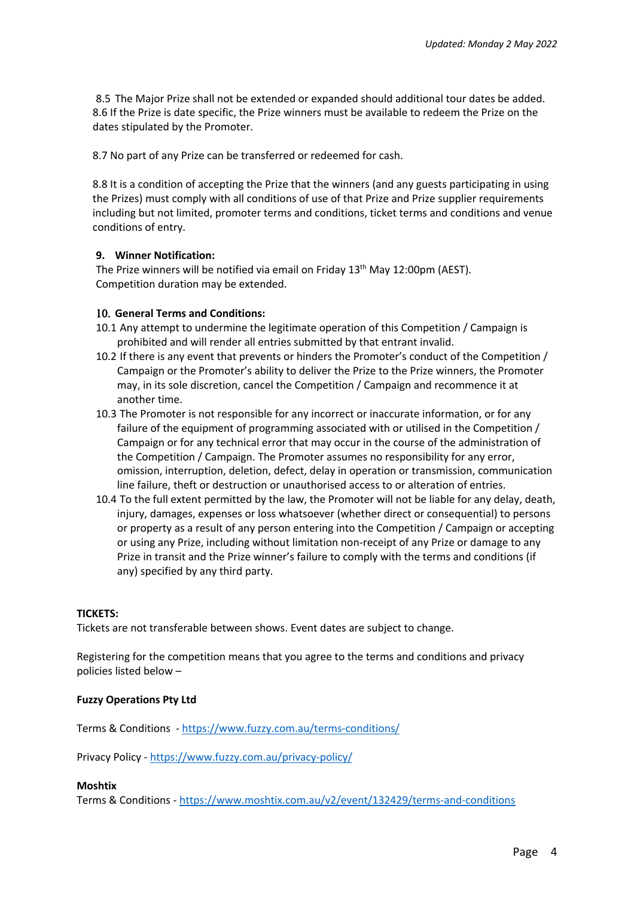8.5 The Major Prize shall not be extended or expanded should additional tour dates be added.
8.6 If the Prize is date specific, the Prize winners must be available to redeem the Prize on the dates stipulated by the Promoter.

8.7 No part of any Prize can be transferred or redeemed for cash.

8.8 It is a condition of accepting the Prize that the winners (and any guests participating in using the Prizes) must comply with all conditions of use of that Prize and Prize supplier requirements including but not limited, promoter terms and conditions, ticket terms and conditions and venue conditions of entry.

**9. Winner Notification:**

The Prize winners will be notified via email on Friday 13th May 12:00pm (AEST).
Competition duration may be extended.

**10. General Terms and Conditions:**

10.1 Any attempt to undermine the legitimate operation of this Competition / Campaign is prohibited and will render all entries submitted by that entrant invalid.

10.2 If there is any event that prevents or hinders the Promoter's conduct of the Competition / Campaign or the Promoter's ability to deliver the Prize to the Prize winners, the Promoter may, in its sole discretion, cancel the Competition / Campaign and recommence it at another time.

10.3 The Promoter is not responsible for any incorrect or inaccurate information, or for any failure of the equipment of programming associated with or utilised in the Competition / Campaign or for any technical error that may occur in the course of the administration of the Competition / Campaign. The Promoter assumes no responsibility for any error, omission, interruption, deletion, defect, delay in operation or transmission, communication line failure, theft or destruction or unauthorised access to or alteration of entries.

10.4 To the full extent permitted by the law, the Promoter will not be liable for any delay, death, injury, damages, expenses or loss whatsoever (whether direct or consequential) to persons or property as a result of any person entering into the Competition / Campaign or accepting or using any Prize, including without limitation non-receipt of any Prize or damage to any Prize in transit and the Prize winner's failure to comply with the terms and conditions (if any) specified by any third party.

**TICKETS:**

Tickets are not transferable between shows. Event dates are subject to change.

Registering for the competition means that you agree to the terms and conditions and privacy policies listed below –

**Fuzzy Operations Pty Ltd**

Terms & Conditions - https://www.fuzzy.com.au/terms-conditions/

Privacy Policy - https://www.fuzzy.com.au/privacy-policy/

**Moshtix**

Terms & Conditions - https://www.moshtix.com.au/v2/event/132429/terms-and-conditions